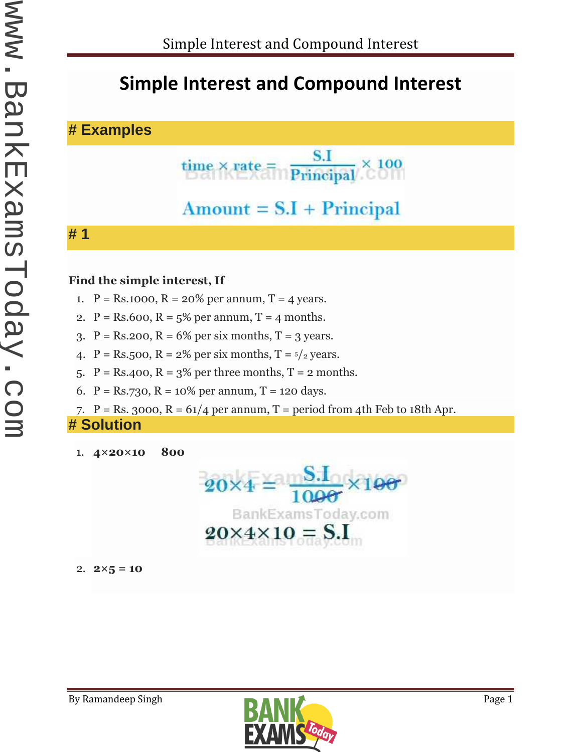# Simple Interest and Compound Interest

## # Examples

$$\text{time} \times \text{rate} = \frac{S.I}{\text{Principal}} \times 100$$

$$\text{Amount} = S.I + \text{Principal}$$

## # 1

**Find the simple interest, If**

1. P = Rs.1000, R = 20% per annum, T = 4 years.
2. P = Rs.600, R = 5% per annum, T = 4 months.
3. P = Rs.200, R = 6% per six months, T = 3 years.
4. P = Rs.500, R = 2% per six months, T = $5/2$ years.
5. P = Rs.400, R = 3% per three months, T = 2 months.
6. P = Rs.730, R = 10% per annum, T = 120 days.
7. P = Rs. 3000, R = 61/4 per annum, T = period from 4th Feb to 18th Apr.

## # Solution

1. **4×20×10 800**

$$20 \times 4 = \frac{S.I}{1000} \times 100$$

$$20 \times 4 \times 10 = S.I$$

2. **2×5 = 10**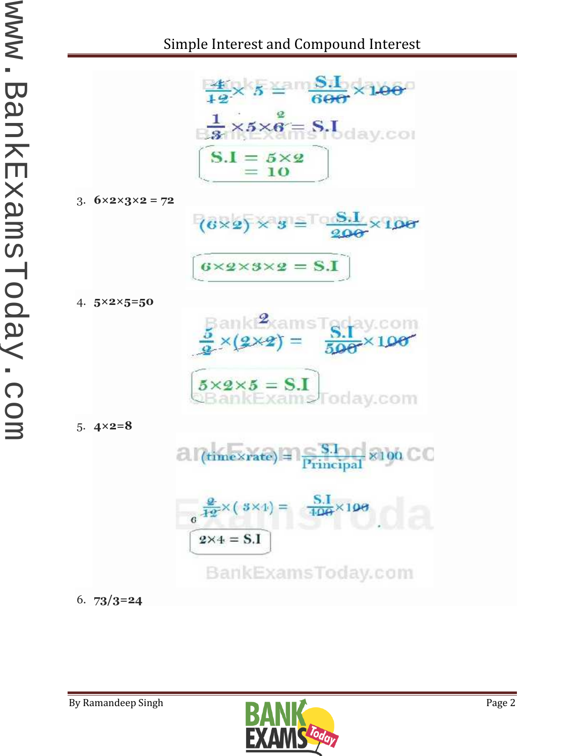$$\frac{4}{12} \times 5 = \frac{S.I}{600} \times 100$$

$$\frac{1}{3} \times 5 \times 6 = S.I$$

$$S.I = 5 \times 2 = 10$$

3. **6×2×3×2 = 72**

$$(6 \times 2) \times 3 = \frac{S.I}{200} \times 100$$

$$6 \times 2 \times 3 \times 2 = S.I$$

4. **5×2×5=50**

$$\frac{5}{2} \times (2 \times 2) = \frac{S.I}{500} \times 100$$

$$5 \times 2 \times 5 = S.I$$

5. **4×2=8**

$$(\text{time} \times \text{rate}) = \frac{S.I}{\text{Principal}} \times 100$$

$$\frac{2}{12} \times (3 \times 4) = \frac{S.I}{400} \times 100$$

$$2 \times 4 = S.I$$

6. **73/3=24**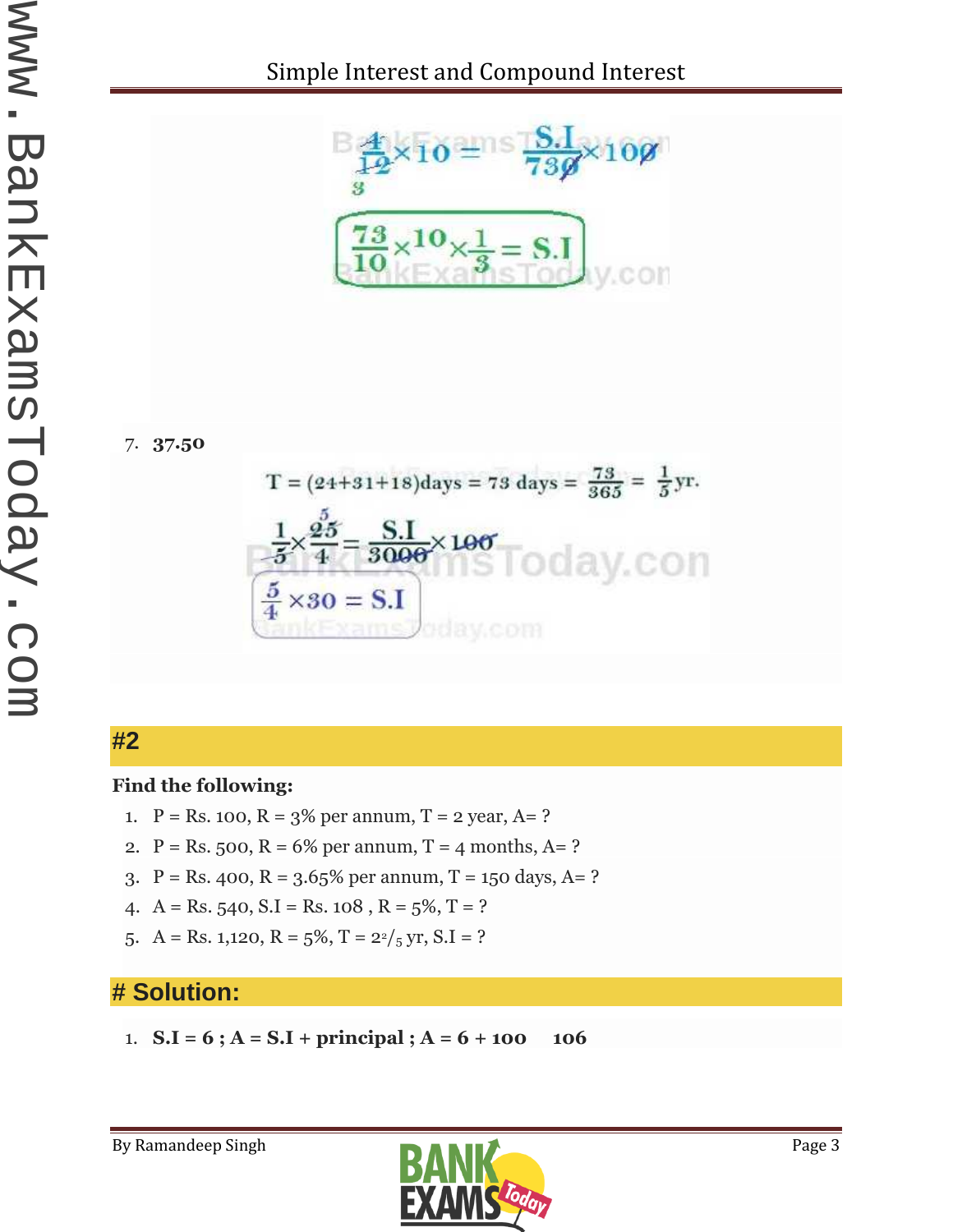$$\frac{4}{12} \times 10 = \frac{S.I}{730} \times 100$$

$$\frac{73}{10} \times 10 \times \frac{1}{3} = S.I$$

7. **37.50**

$$T = (24+31+18)\text{days} = 73 \text{ days} = \frac{73}{365} = \frac{1}{5}\text{yr.}$$

$$\frac{1}{5} \times \frac{25}{4} = \frac{S.I}{3000} \times 100$$

$$\frac{5}{4} \times 30 = S.I$$

## #2

**Find the following:**

1. P = Rs. 100, R = 3% per annum, T = 2 year, A= ?
2. P = Rs. 500, R = 6% per annum, T = 4 months, A= ?
3. P = Rs. 400, R = 3.65% per annum, T = 150 days, A= ?
4. A = Rs. 540, S.I = Rs. 108 , R = 5%, T = ?
5. A = Rs. 1,120, R = 5%, T = $2^2/_5$ yr, S.I = ?

## # Solution:

1. **S.I = 6 ; A = S.I + principal ; A = 6 + 100   106**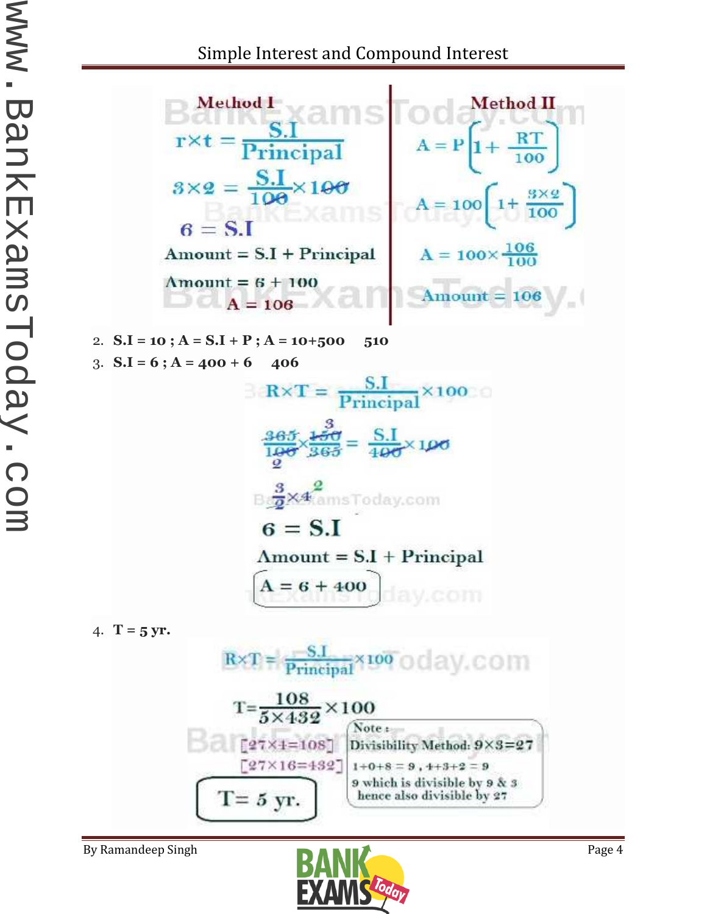**Method I**

$$r \times t = \frac{S.I}{Principal}$$

$$3 \times 2 = \frac{S.I}{100} \times 100$$

$$6 = S.I$$

Amount = S.I + Principal

Amount = 6 + 100

A = 106

**Method II**

$$A = P\left[1 + \frac{RT}{100}\right]$$

$$A = 100\left[1 + \frac{3 \times 2}{100}\right]$$

$$A = 100 \times \frac{106}{100}$$

Amount = 106

2. **S.I = 10 ; A = S.I + P ; A = 10+500  510**
3. **S.I = 6 ; A = 400 + 6  406**

$$R \times T = \frac{S.I}{Principal} \times 100$$

$$\frac{365}{100} \times \frac{150}{365} = \frac{S.I}{400} \times 100$$

$$\frac{3}{2} \times 4$$

$$6 = S.I$$

Amount = S.I + Principal

A = 6 + 400

4. **T = 5 yr.**

$$R \times T = \frac{S.I}{Principal} \times 100$$

$$T = \frac{108}{5 \times 432} \times 100$$

[27×4=108]

[27×16=432]

T= 5 yr.

Note :
Divisibility Method: 9×3=27
1+0+8 = 9 , 4+3+2 = 9
9 which is divisible by 9 & 3
hence also divisible by 27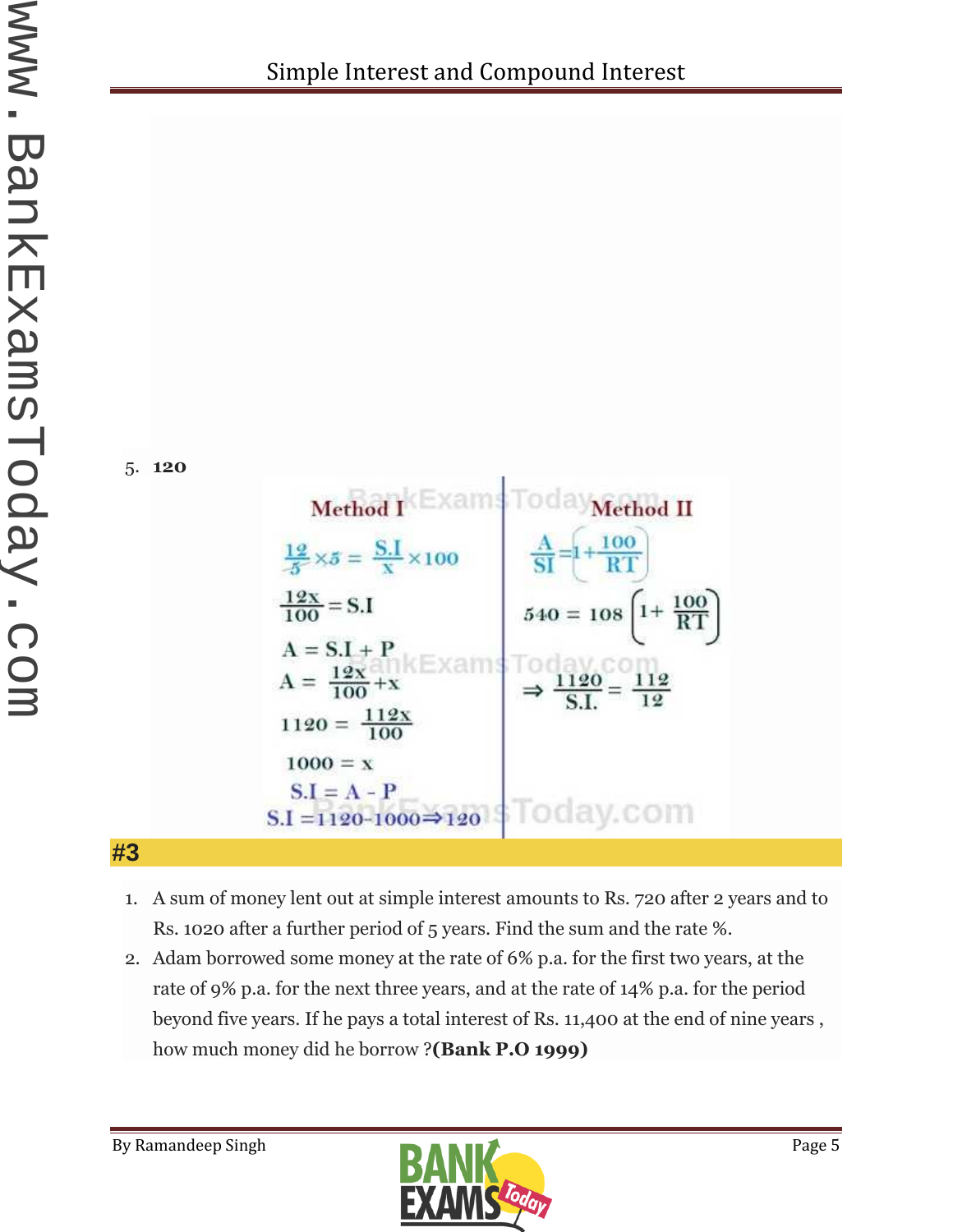5. **120**

**Method I**

$$\frac{12}{5} \times 5 = \frac{S.I}{x} \times 100$$

$$\frac{12x}{100} = S.I$$

$$A = S.I + P$$

$$A = \frac{12x}{100} + x$$

$$1120 = \frac{112x}{100}$$

$$1000 = x$$

$$S.I = A - P$$

$$S.I = 1120 - 1000 \Rightarrow 120$$

**Method II**

$$\frac{A}{SI} = \left(1 + \frac{100}{RT}\right)$$

$$540 = 108\left(1 + \frac{100}{RT}\right)$$

$$\Rightarrow \frac{1120}{S.I.} = \frac{112}{12}$$

## #3

1. A sum of money lent out at simple interest amounts to Rs. 720 after 2 years and to Rs. 1020 after a further period of 5 years. Find the sum and the rate %.
2. Adam borrowed some money at the rate of 6% p.a. for the first two years, at the rate of 9% p.a. for the next three years, and at the rate of 14% p.a. for the period beyond five years. If he pays a total interest of Rs. 11,400 at the end of nine years , how much money did he borrow ?**(Bank P.O 1999)**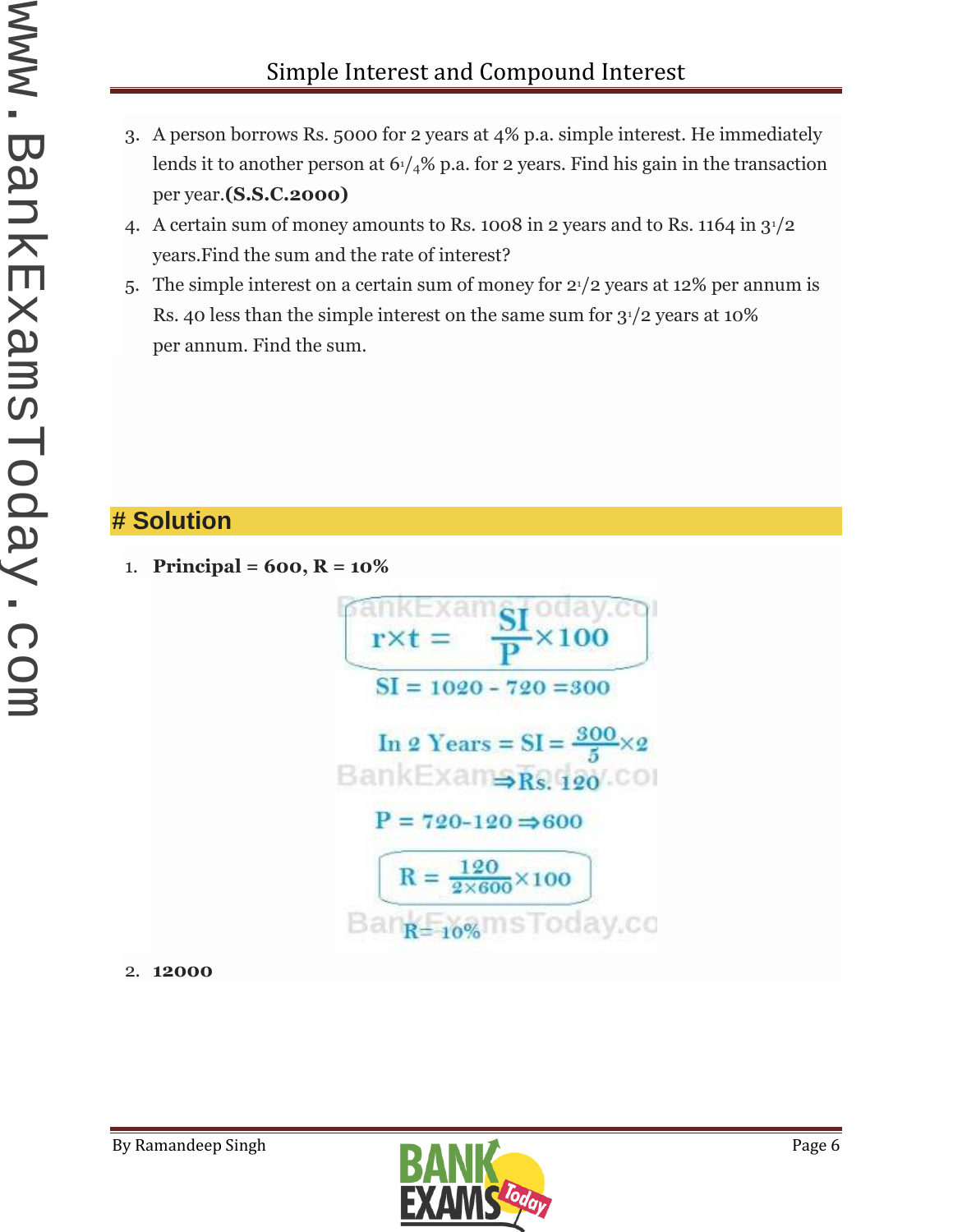3. A person borrows Rs. 5000 for 2 years at 4% p.a. simple interest. He immediately lends it to another person at $6\frac{1}{4}$% p.a. for 2 years. Find his gain in the transaction per year. **(S.S.C.2000)**
4. A certain sum of money amounts to Rs. 1008 in 2 years and to Rs. 1164 in $3\frac{1}{2}$ years. Find the sum and the rate of interest?
5. The simple interest on a certain sum of money for $2\frac{1}{2}$ years at 12% per annum is Rs. 40 less than the simple interest on the same sum for $3\frac{1}{2}$ years at 10% per annum. Find the sum.

# Solution

1. **Principal = 600, R = 10%**

$$r \times t = \frac{SI}{P} \times 100$$

$$SI = 1020 - 720 = 300$$

$$\text{In 2 Years} = SI = \frac{300}{5} \times 2$$

$$\Rightarrow Rs.\ 120$$

$$P = 720 - 120 \Rightarrow 600$$

$$R = \frac{120}{2 \times 600} \times 100$$

$$R = 10\%$$

2. **12000**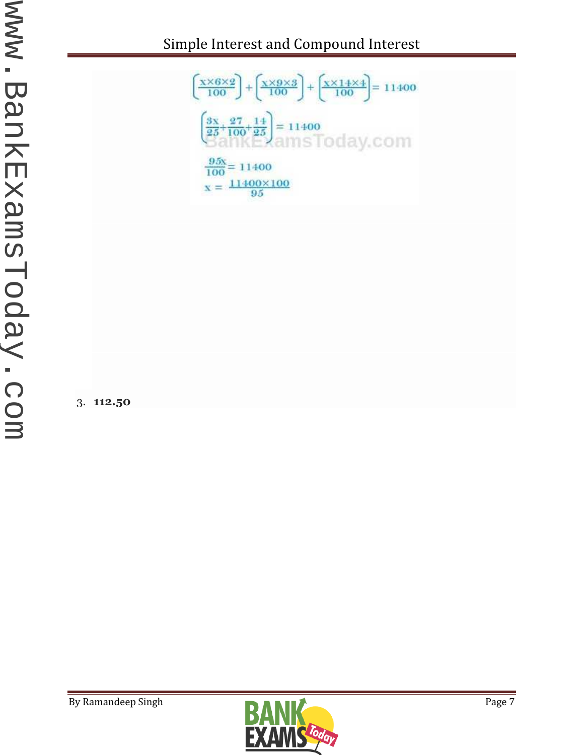$$\left(\frac{x\times6\times2}{100}\right)+\left(\frac{x\times9\times3}{100}\right)+\left(\frac{x\times14\times4}{100}\right)=11400$$

$$\left(\frac{3x}{25}+\frac{27}{100}+\frac{14}{25}\right)=11400$$

$$\frac{95x}{100}=11400$$

$$x=\frac{11400\times100}{95}$$

3. **112.50**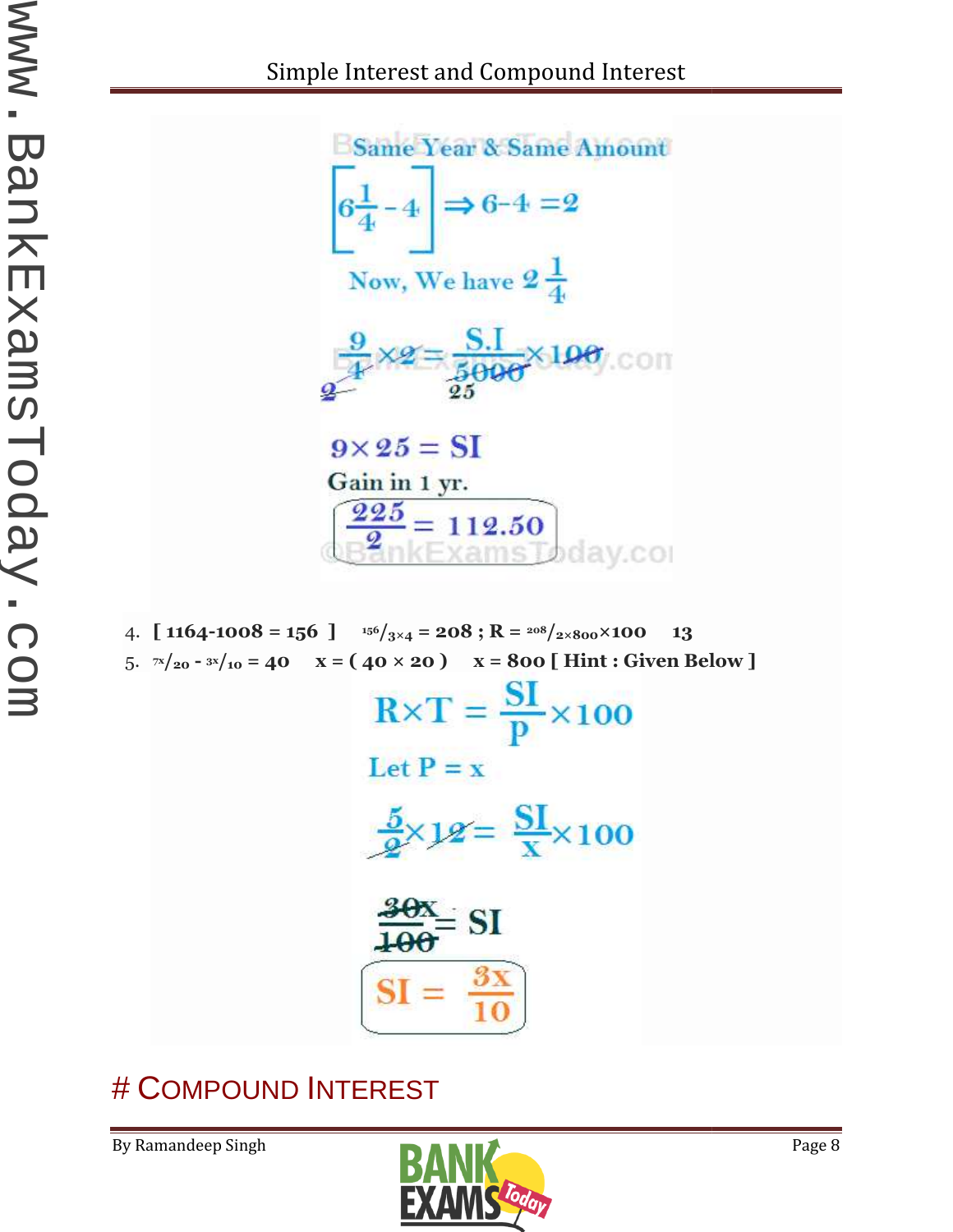Same Year & Same Amount

$$\left[6\frac{1}{4} - 4\right] \Rightarrow 6-4 = 2$$

Now, We have $2\frac{1}{4}$

$$\frac{9}{4} \times 2 = \frac{S.I}{5000} \times 100$$

$$9 \times 25 = SI$$

Gain in 1 yr.

$$\frac{225}{2} = 112.50$$

4. [ 1164-1008 = 156 ] $^{156}/_{3\times4}$ = 208 ; R = $^{208}/_{2\times800}\times100$ 13

5. $^{7x}/_{20}$ - $^{3x}/_{10}$ = 40 x = ( 40 × 20 ) x = 800 [ Hint : Given Below ]

$$R \times T = \frac{SI}{P} \times 100$$

Let P = x

$$\frac{5}{2} \times 12 = \frac{SI}{x} \times 100$$

$$\frac{30x}{100} = SI$$

$$SI = \frac{3x}{10}$$

# COMPOUND INTEREST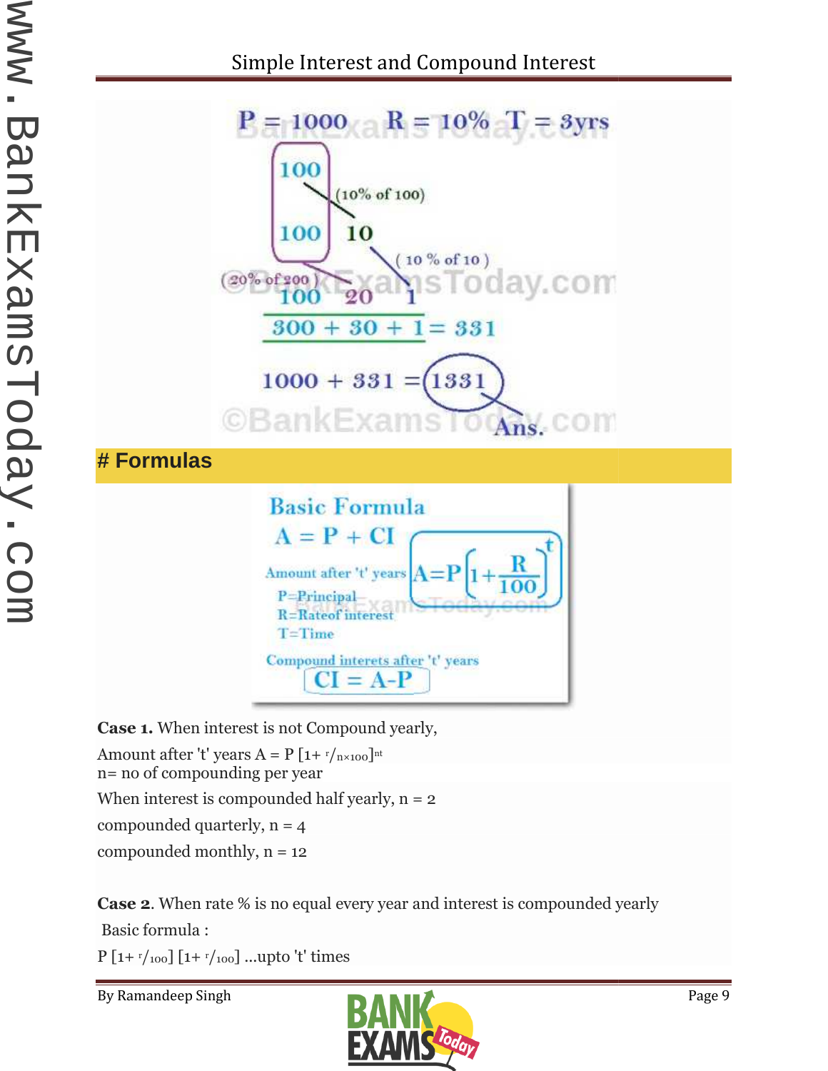$P = 1000 \quad R = 10\% \quad T = 3yrs$

100

100 10 (10% of 100)

(20% of 200) 100 20 1 (10 % of 10)

$300 + 30 + 1 = 331$

$1000 + 331 = 1331$ Ans.

# Formulas

**Basic Formula**

$A = P + CI$

Amount after 't' years $A = P\left[1 + \frac{R}{100}\right]^t$

P=Principal

R=Rateof interest

T=Time

Compound interests after 't' years

$CI = A - P$

**Case 1.** When interest is not Compound yearly,

Amount after 't' years $A = P\,[1 + {}^{r}/_{n \times 100}]^{nt}$

n= no of compounding per year

When interest is compounded half yearly, n = 2

compounded quarterly, n = 4

compounded monthly, n = 12

**Case 2**. When rate % is no equal every year and interest is compounded yearly

Basic formula :

$P\,[1 + {}^{r}/_{100}]\,[1 + {}^{r}/_{100}]$ ...upto 't' times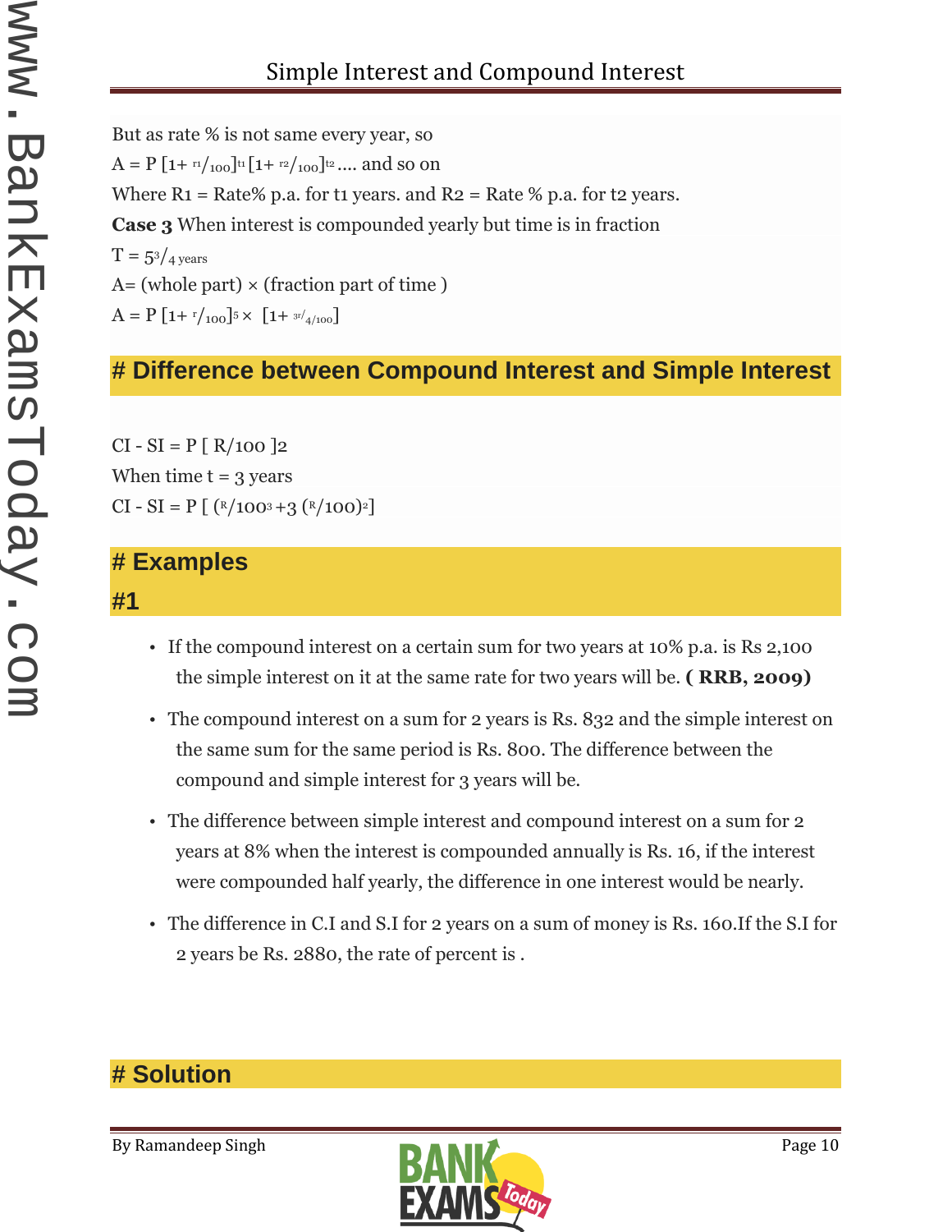But as rate % is not same every year, so

$A = P [1+ {}^{r1}/_{100}]^{t1} [1+ {}^{r2}/_{100}]^{t2}$ .... and so on

Where R1 = Rate% p.a. for t1 years. and R2 = Rate % p.a. for t2 years.

**Case 3** When interest is compounded yearly but time is in fraction

$T = 5^{3}/_{4 \text{ years}}$

A= (whole part) × (fraction part of time )

$A = P [1+ {}^{r}/_{100}]^{5} \times [1+ {}^{3r/}_{4/100}]$

# Difference between Compound Interest and Simple Interest

CI - SI = P [ R/100 ]2

When time t = 3 years

$CI - SI = P [ ({}^{R}/100^{3} + 3 ({}^{R}/100)^{2}]$

# Examples

#1

- If the compound interest on a certain sum for two years at 10% p.a. is Rs 2,100 the simple interest on it at the same rate for two years will be. **( RRB, 2009)**
- The compound interest on a sum for 2 years is Rs. 832 and the simple interest on the same sum for the same period is Rs. 800. The difference between the compound and simple interest for 3 years will be.
- The difference between simple interest and compound interest on a sum for 2 years at 8% when the interest is compounded annually is Rs. 16, if the interest were compounded half yearly, the difference in one interest would be nearly.
- The difference in C.I and S.I for 2 years on a sum of money is Rs. 160.If the S.I for 2 years be Rs. 2880, the rate of percent is .

# Solution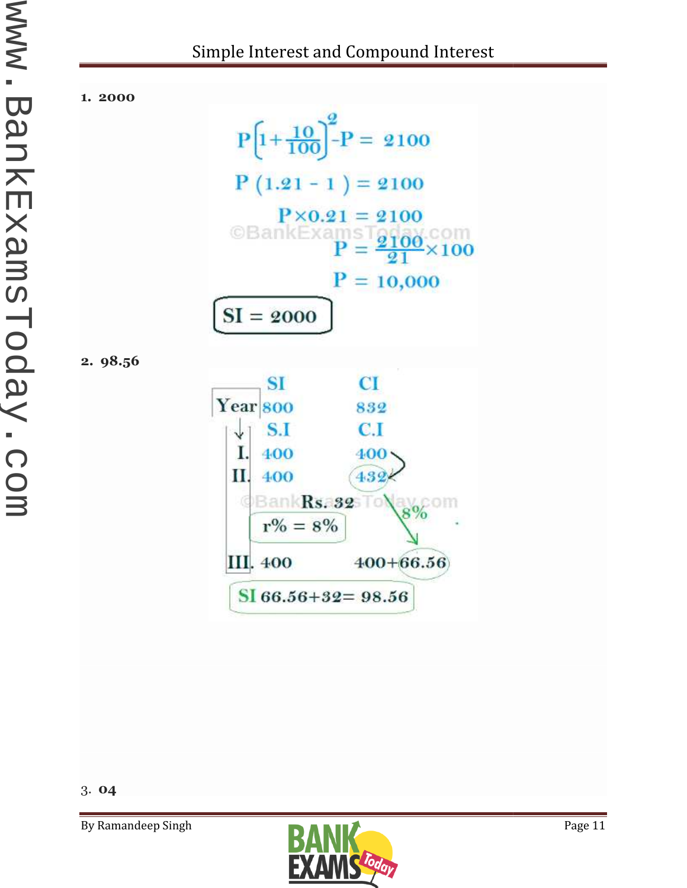**1. 2000**

$$P\left[1+\frac{10}{100}\right]^2 - P = 2100$$

$$P(1.21 - 1) = 2100$$

$$P \times 0.21 = 2100$$

$$P = \frac{2100}{21} \times 100$$

$$P = 10{,}000$$

**SI = 2000**

**2. 98.56**

| Year | SI | CI |
|---|---|---|
| | 800 | 832 |
| | S.I | C.I |
| I. | 400 | 400 |
| II. | 400 | 432 |

Rs. 32

r% = 8%

8%

| | | |
|---|---|---|
| III. | 400 | 400+66.56 |

SI 66.56+32= 98.56

3. **04**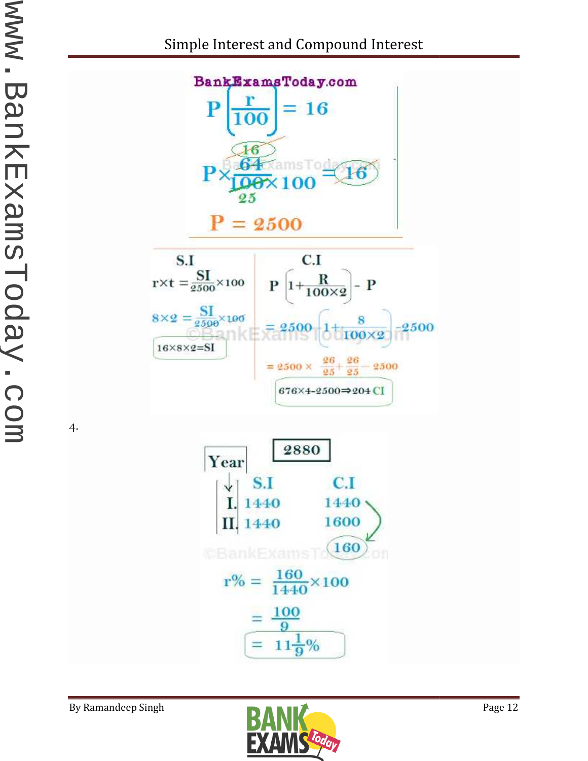$$P\left(\frac{r}{100}\right) = 16$$

$$P \times \frac{64}{100} \times 100 = 16$$

(64 cancelled to 16, 100 cancelled to 25)

$$P = 2500$$

**S.I**

$$r \times t = \frac{SI}{2500} \times 100$$

$$8 \times 2 = \frac{SI}{2500} \times 100$$

$16 \times 8 \times 2 = SI$

**C.I**

$$P\left(1 + \frac{R}{100 \times 2}\right) - P$$

$$= 2500\left(1 + \frac{8}{100 \times 2}\right) - 2500$$

$$= 2500 \times \frac{26}{25} + \frac{26}{25} - 2500$$

$676 \times 4 - 2500 \Rightarrow 204$ CI

4.

**2880**

| Year | S.I | C.I |
|---|---|---|
| I. | 1440 | 1440 |
| II. | 1440 | 1600 |
| | | 160 |

$$r\% = \frac{160}{1440} \times 100$$

$$= \frac{100}{9}$$

$$= 11\frac{1}{9}\%$$